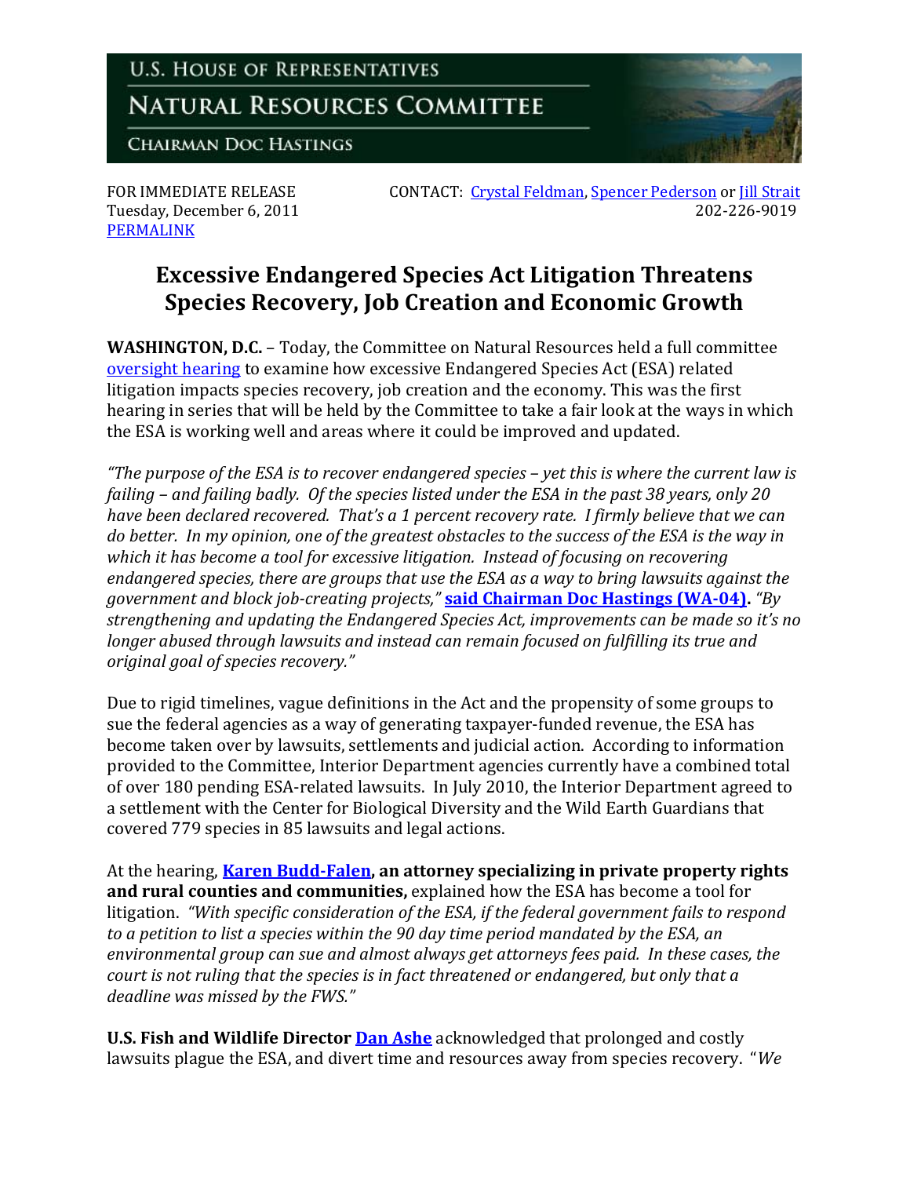U.S. House of Representatives

Natural Resources Committee

Chairman Doc Hastings

FOR IMMEDIATE RELEASE
Tuesday, December 6, 2011
PERMALINK

CONTACT: Crystal Feldman, Spencer Pederson or Jill Strait
202-226-9019

# Excessive Endangered Species Act Litigation Threatens Species Recovery, Job Creation and Economic Growth

**WASHINGTON, D.C.** – Today, the Committee on Natural Resources held a full committee oversight hearing to examine how excessive Endangered Species Act (ESA) related litigation impacts species recovery, job creation and the economy. This was the first hearing in series that will be held by the Committee to take a fair look at the ways in which the ESA is working well and areas where it could be improved and updated.

*"The purpose of the ESA is to recover endangered species – yet this is where the current law is failing – and failing badly. Of the species listed under the ESA in the past 38 years, only 20 have been declared recovered. That's a 1 percent recovery rate. I firmly believe that we can do better. In my opinion, one of the greatest obstacles to the success of the ESA is the way in which it has become a tool for excessive litigation. Instead of focusing on recovering endangered species, there are groups that use the ESA as a way to bring lawsuits against the government and block job-creating projects,"* **said Chairman Doc Hastings (WA-04).** *"By strengthening and updating the Endangered Species Act, improvements can be made so it's no longer abused through lawsuits and instead can remain focused on fulfilling its true and original goal of species recovery."*

Due to rigid timelines, vague definitions in the Act and the propensity of some groups to sue the federal agencies as a way of generating taxpayer-funded revenue, the ESA has become taken over by lawsuits, settlements and judicial action. According to information provided to the Committee, Interior Department agencies currently have a combined total of over 180 pending ESA-related lawsuits. In July 2010, the Interior Department agreed to a settlement with the Center for Biological Diversity and the Wild Earth Guardians that covered 779 species in 85 lawsuits and legal actions.

At the hearing, **Karen Budd-Falen, an attorney specializing in private property rights and rural counties and communities,** explained how the ESA has become a tool for litigation. *"With specific consideration of the ESA, if the federal government fails to respond to a petition to list a species within the 90 day time period mandated by the ESA, an environmental group can sue and almost always get attorneys fees paid. In these cases, the court is not ruling that the species is in fact threatened or endangered, but only that a deadline was missed by the FWS."*

**U.S. Fish and Wildlife Director Dan Ashe** acknowledged that prolonged and costly lawsuits plague the ESA, and divert time and resources away from species recovery. *"We*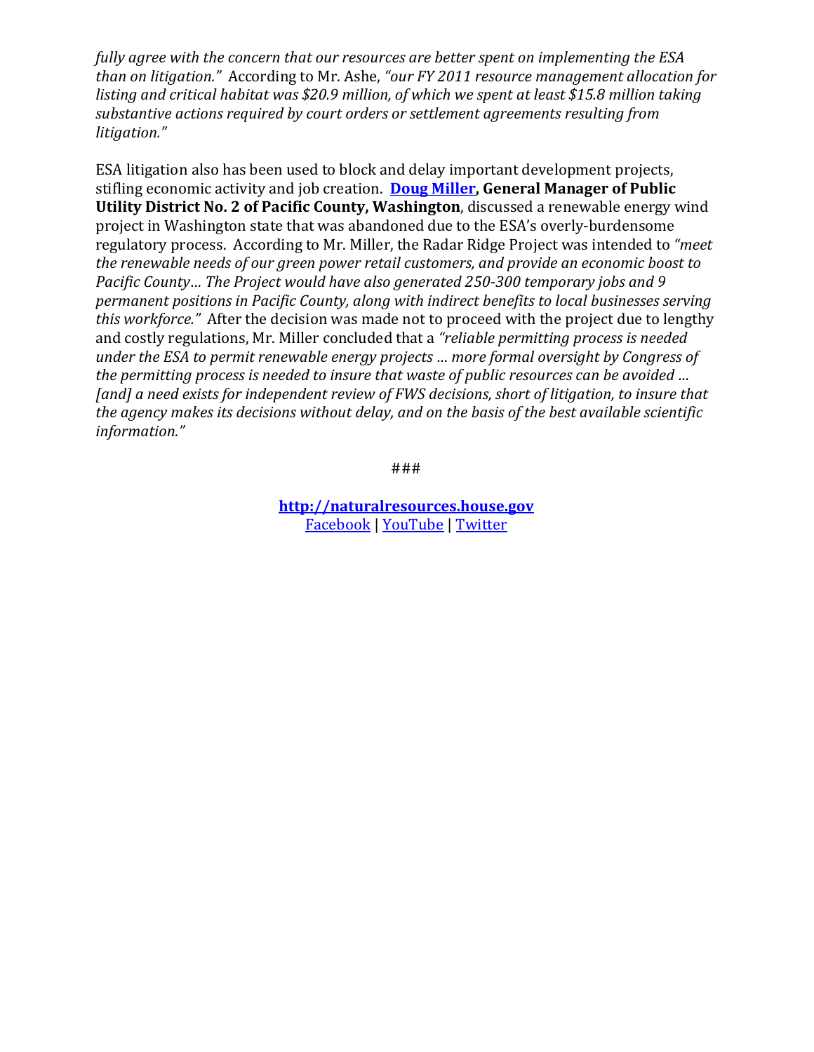*fully agree with the concern that our resources are better spent on implementing the ESA than on litigation."* According to Mr. Ashe, *"our FY 2011 resource management allocation for listing and critical habitat was $20.9 million, of which we spent at least $15.8 million taking substantive actions required by court orders or settlement agreements resulting from litigation."*

ESA litigation also has been used to block and delay important development projects, stifling economic activity and job creation. **Doug Miller, General Manager of Public Utility District No. 2 of Pacific County, Washington**, discussed a renewable energy wind project in Washington state that was abandoned due to the ESA's overly-burdensome regulatory process. According to Mr. Miller, the Radar Ridge Project was intended to *"meet the renewable needs of our green power retail customers, and provide an economic boost to Pacific County… The Project would have also generated 250-300 temporary jobs and 9 permanent positions in Pacific County, along with indirect benefits to local businesses serving this workforce."* After the decision was made not to proceed with the project due to lengthy and costly regulations, Mr. Miller concluded that a *"reliable permitting process is needed under the ESA to permit renewable energy projects … more formal oversight by Congress of the permitting process is needed to insure that waste of public resources can be avoided … [and] a need exists for independent review of FWS decisions, short of litigation, to insure that the agency makes its decisions without delay, and on the basis of the best available scientific information."*

###

**http://naturalresources.house.gov**

Facebook | YouTube | Twitter